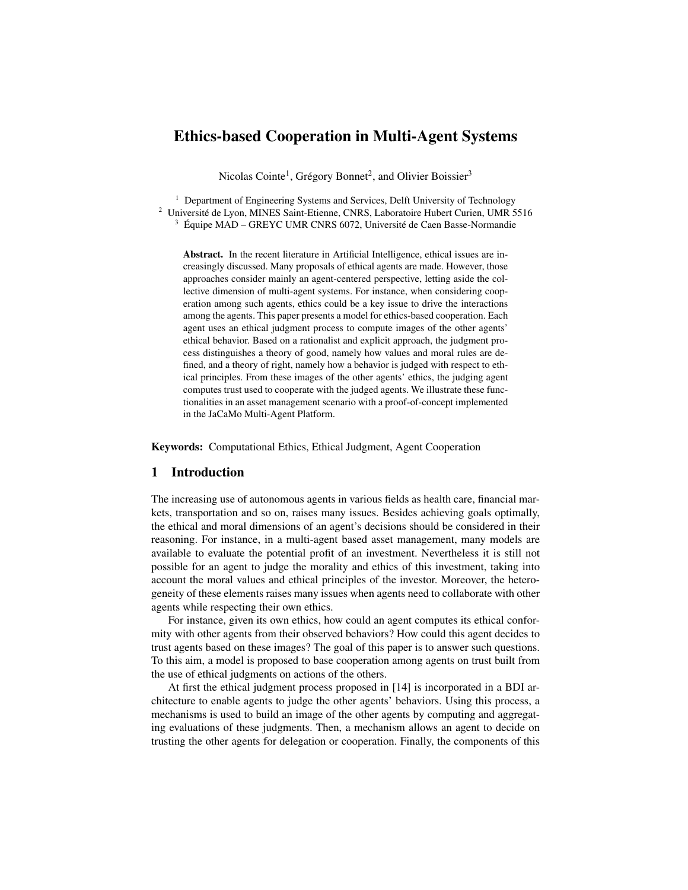# Ethics-based Cooperation in Multi-Agent Systems

Nicolas Cointe[1], Grégory Bonnet[2], and Olivier Boissier[3]

[1] Department of Engineering Systems and Services, Delft University of Technology
[2] Université de Lyon, MINES Saint-Etienne, CNRS, Laboratoire Hubert Curien, UMR 5516
[3] Équipe MAD – GREYC UMR CNRS 6072, Université de Caen Basse-Normandie

**Abstract.** In the recent literature in Artificial Intelligence, ethical issues are increasingly discussed. Many proposals of ethical agents are made. However, those approaches consider mainly an agent-centered perspective, letting aside the collective dimension of multi-agent systems. For instance, when considering cooperation among such agents, ethics could be a key issue to drive the interactions among the agents. This paper presents a model for ethics-based cooperation. Each agent uses an ethical judgment process to compute images of the other agents' ethical behavior. Based on a rationalist and explicit approach, the judgment process distinguishes a theory of good, namely how values and moral rules are defined, and a theory of right, namely how a behavior is judged with respect to ethical principles. From these images of the other agents' ethics, the judging agent computes trust used to cooperate with the judged agents. We illustrate these functionalities in an asset management scenario with a proof-of-concept implemented in the JaCaMo Multi-Agent Platform.

**Keywords:** Computational Ethics, Ethical Judgment, Agent Cooperation

## 1 Introduction

The increasing use of autonomous agents in various fields as health care, financial markets, transportation and so on, raises many issues. Besides achieving goals optimally, the ethical and moral dimensions of an agent's decisions should be considered in their reasoning. For instance, in a multi-agent based asset management, many models are available to evaluate the potential profit of an investment. Nevertheless it is still not possible for an agent to judge the morality and ethics of this investment, taking into account the moral values and ethical principles of the investor. Moreover, the heterogeneity of these elements raises many issues when agents need to collaborate with other agents while respecting their own ethics.

For instance, given its own ethics, how could an agent computes its ethical conformity with other agents from their observed behaviors? How could this agent decides to trust agents based on these images? The goal of this paper is to answer such questions. To this aim, a model is proposed to base cooperation among agents on trust built from the use of ethical judgments on actions of the others.

At first the ethical judgment process proposed in [14] is incorporated in a BDI architecture to enable agents to judge the other agents' behaviors. Using this process, a mechanisms is used to build an image of the other agents by computing and aggregating evaluations of these judgments. Then, a mechanism allows an agent to decide on trusting the other agents for delegation or cooperation. Finally, the components of this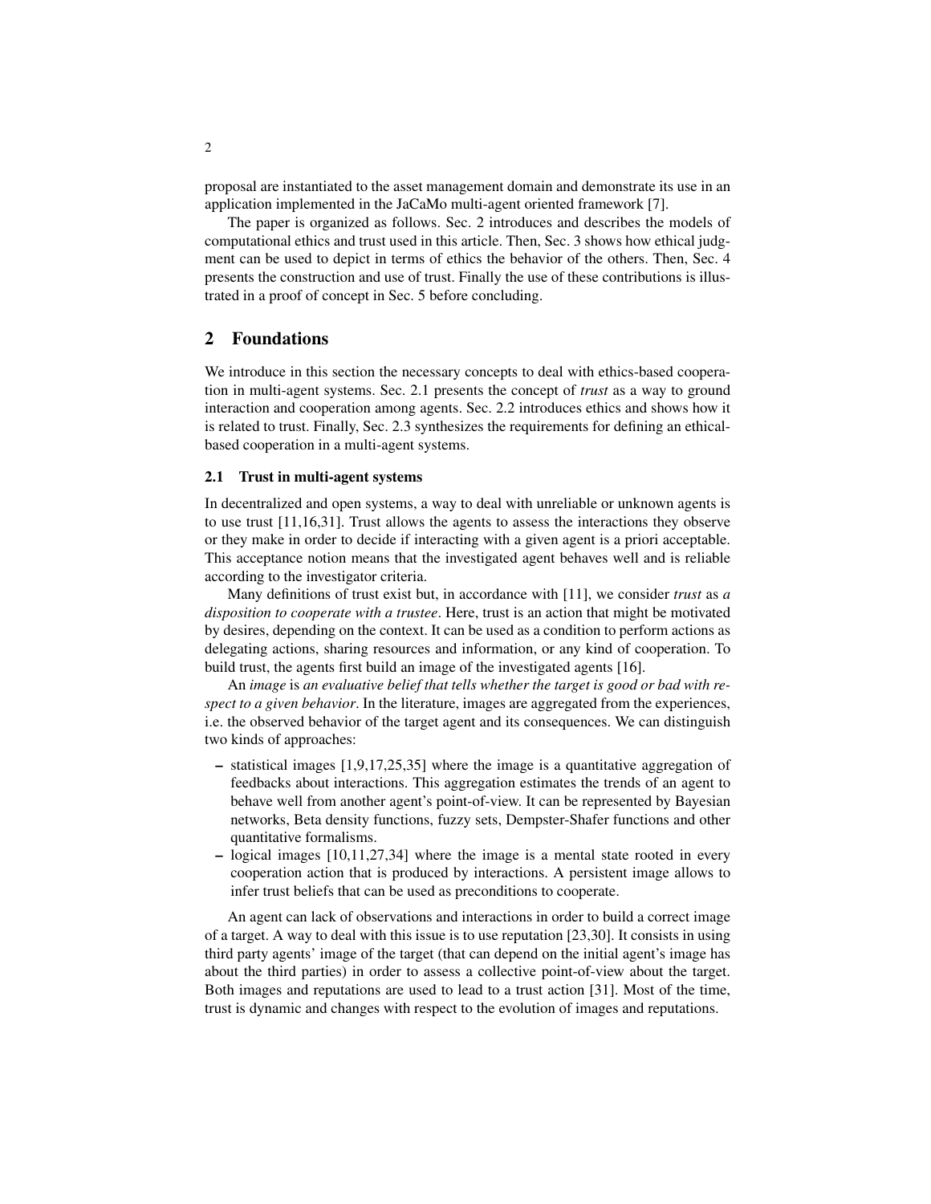proposal are instantiated to the asset management domain and demonstrate its use in an application implemented in the JaCaMo multi-agent oriented framework [7].

The paper is organized as follows. Sec. 2 introduces and describes the models of computational ethics and trust used in this article. Then, Sec. 3 shows how ethical judgment can be used to depict in terms of ethics the behavior of the others. Then, Sec. 4 presents the construction and use of trust. Finally the use of these contributions is illustrated in a proof of concept in Sec. 5 before concluding.

## 2 Foundations

We introduce in this section the necessary concepts to deal with ethics-based cooperation in multi-agent systems. Sec. 2.1 presents the concept of *trust* as a way to ground interaction and cooperation among agents. Sec. 2.2 introduces ethics and shows how it is related to trust. Finally, Sec. 2.3 synthesizes the requirements for defining an ethical-based cooperation in a multi-agent systems.

### 2.1 Trust in multi-agent systems

In decentralized and open systems, a way to deal with unreliable or unknown agents is to use trust [11,16,31]. Trust allows the agents to assess the interactions they observe or they make in order to decide if interacting with a given agent is a priori acceptable. This acceptance notion means that the investigated agent behaves well and is reliable according to the investigator criteria.

Many definitions of trust exist but, in accordance with [11], we consider *trust* as *a disposition to cooperate with a trustee*. Here, trust is an action that might be motivated by desires, depending on the context. It can be used as a condition to perform actions as delegating actions, sharing resources and information, or any kind of cooperation. To build trust, the agents first build an image of the investigated agents [16].

An *image* is *an evaluative belief that tells whether the target is good or bad with respect to a given behavior*. In the literature, images are aggregated from the experiences, i.e. the observed behavior of the target agent and its consequences. We can distinguish two kinds of approaches:

- statistical images [1,9,17,25,35] where the image is a quantitative aggregation of feedbacks about interactions. This aggregation estimates the trends of an agent to behave well from another agent's point-of-view. It can be represented by Bayesian networks, Beta density functions, fuzzy sets, Dempster-Shafer functions and other quantitative formalisms.
- logical images [10,11,27,34] where the image is a mental state rooted in every cooperation action that is produced by interactions. A persistent image allows to infer trust beliefs that can be used as preconditions to cooperate.

An agent can lack of observations and interactions in order to build a correct image of a target. A way to deal with this issue is to use reputation [23,30]. It consists in using third party agents' image of the target (that can depend on the initial agent's image has about the third parties) in order to assess a collective point-of-view about the target. Both images and reputations are used to lead to a trust action [31]. Most of the time, trust is dynamic and changes with respect to the evolution of images and reputations.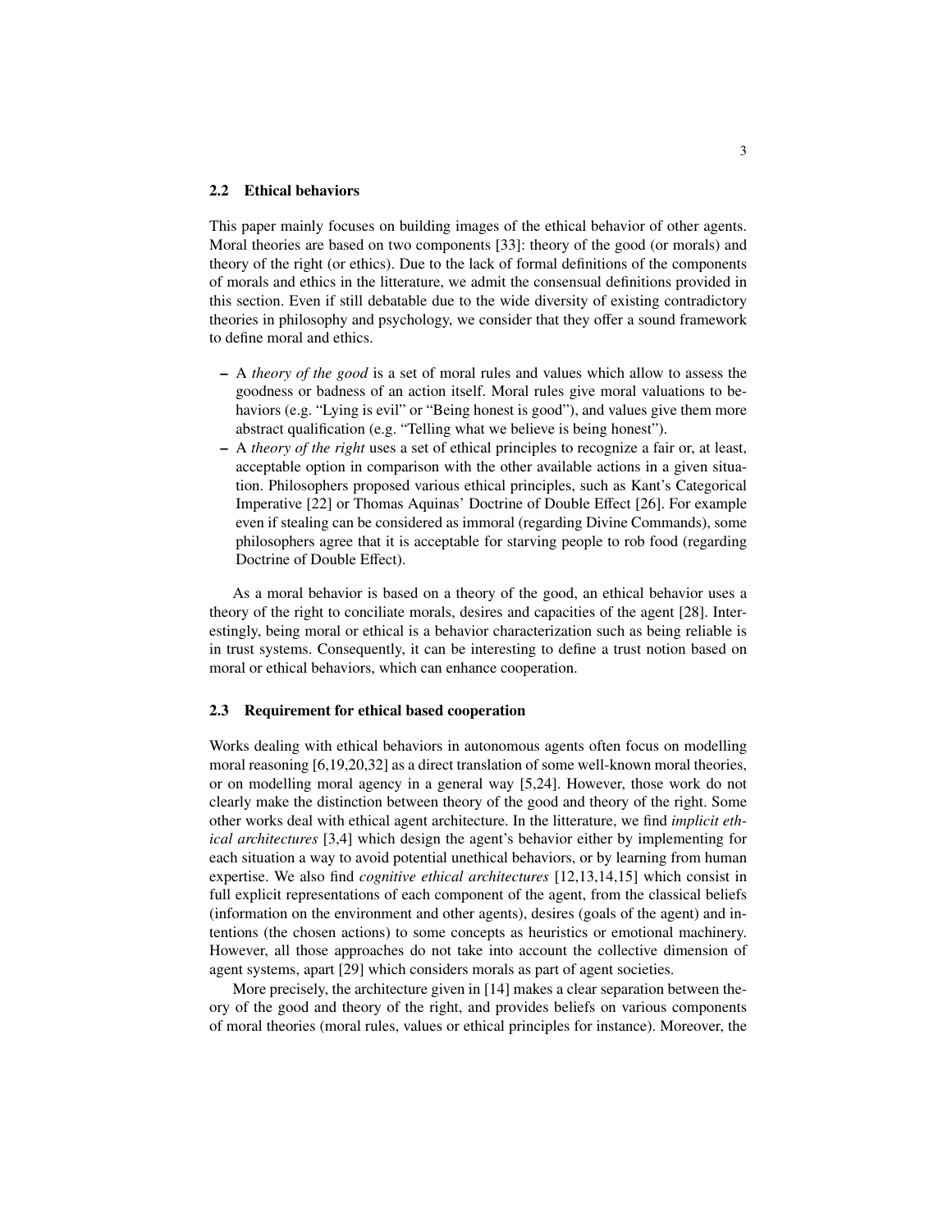### 2.2 Ethical behaviors

This paper mainly focuses on building images of the ethical behavior of other agents. Moral theories are based on two components [33]: theory of the good (or morals) and theory of the right (or ethics). Due to the lack of formal definitions of the components of morals and ethics in the litterature, we admit the consensual definitions provided in this section. Even if still debatable due to the wide diversity of existing contradictory theories in philosophy and psychology, we consider that they offer a sound framework to define moral and ethics.

- A *theory of the good* is a set of moral rules and values which allow to assess the goodness or badness of an action itself. Moral rules give moral valuations to behaviors (e.g. "Lying is evil" or "Being honest is good"), and values give them more abstract qualification (e.g. "Telling what we believe is being honest").
- A *theory of the right* uses a set of ethical principles to recognize a fair or, at least, acceptable option in comparison with the other available actions in a given situation. Philosophers proposed various ethical principles, such as Kant's Categorical Imperative [22] or Thomas Aquinas' Doctrine of Double Effect [26]. For example even if stealing can be considered as immoral (regarding Divine Commands), some philosophers agree that it is acceptable for starving people to rob food (regarding Doctrine of Double Effect).

As a moral behavior is based on a theory of the good, an ethical behavior uses a theory of the right to conciliate morals, desires and capacities of the agent [28]. Interestingly, being moral or ethical is a behavior characterization such as being reliable is in trust systems. Consequently, it can be interesting to define a trust notion based on moral or ethical behaviors, which can enhance cooperation.

### 2.3 Requirement for ethical based cooperation

Works dealing with ethical behaviors in autonomous agents often focus on modelling moral reasoning [6,19,20,32] as a direct translation of some well-known moral theories, or on modelling moral agency in a general way [5,24]. However, those work do not clearly make the distinction between theory of the good and theory of the right. Some other works deal with ethical agent architecture. In the litterature, we find *implicit ethical architectures* [3,4] which design the agent's behavior either by implementing for each situation a way to avoid potential unethical behaviors, or by learning from human expertise. We also find *cognitive ethical architectures* [12,13,14,15] which consist in full explicit representations of each component of the agent, from the classical beliefs (information on the environment and other agents), desires (goals of the agent) and intentions (the chosen actions) to some concepts as heuristics or emotional machinery. However, all those approaches do not take into account the collective dimension of agent systems, apart [29] which considers morals as part of agent societies.

More precisely, the architecture given in [14] makes a clear separation between theory of the good and theory of the right, and provides beliefs on various components of moral theories (moral rules, values or ethical principles for instance). Moreover, the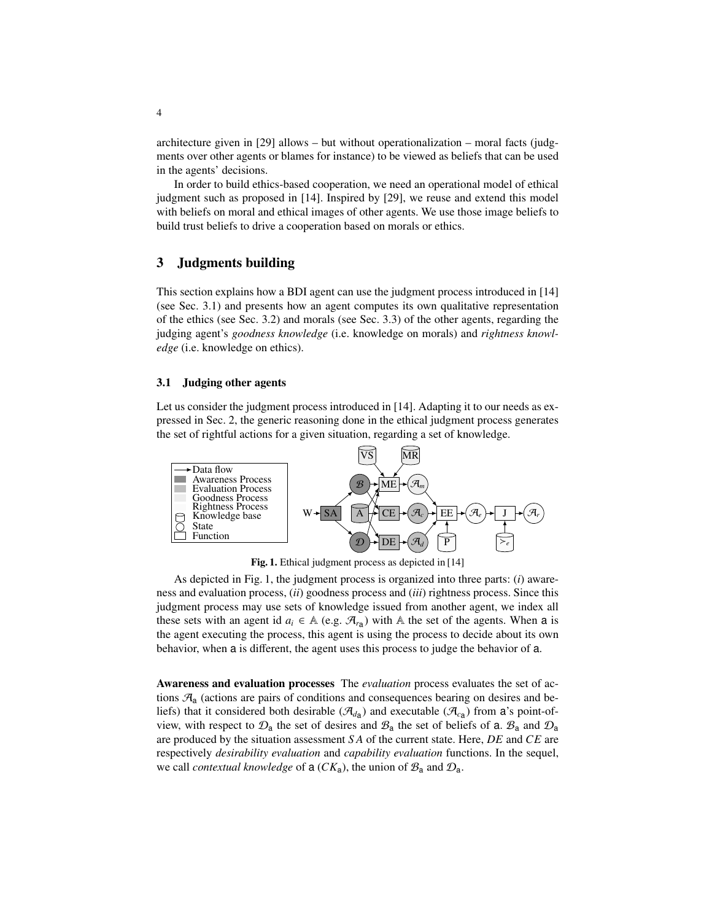architecture given in [29] allows – but without operationalization – moral facts (judgments over other agents or blames for instance) to be viewed as beliefs that can be used in the agents' decisions.

In order to build ethics-based cooperation, we need an operational model of ethical judgment such as proposed in [14]. Inspired by [29], we reuse and extend this model with beliefs on moral and ethical images of other agents. We use those image beliefs to build trust beliefs to drive a cooperation based on morals or ethics.

## 3 Judgments building

This section explains how a BDI agent can use the judgment process introduced in [14] (see Sec. 3.1) and presents how an agent computes its own qualitative representation of the ethics (see Sec. 3.2) and morals (see Sec. 3.3) of the other agents, regarding the judging agent's *goodness knowledge* (i.e. knowledge on morals) and *rightness knowledge* (i.e. knowledge on ethics).

### 3.1 Judging other agents

Let us consider the judgment process introduced in [14]. Adapting it to our needs as expressed in Sec. 2, the generic reasoning done in the ethical judgment process generates the set of rightful actions for a given situation, regarding a set of knowledge.

Data flow
Awareness Process
Evaluation Process
Goodness Process
Rightness Process
Knowledge base
State
Function

VS
MR
W
SA
$\mathcal{B}$
A
$\mathcal{D}$
ME
CE
DE
$\mathcal{A}_m$
$\mathcal{A}_c$
$\mathcal{A}_d$
EE
P
$\mathcal{A}_e$
J
$>_e$
$\mathcal{A}_r$

**Fig. 1.** Ethical judgment process as depicted in [14]

As depicted in Fig. 1, the judgment process is organized into three parts: (*i*) awareness and evaluation process, (*ii*) goodness process and (*iii*) rightness process. Since this judgment process may use sets of knowledge issued from another agent, we index all these sets with an agent id $a_i \in \mathbb{A}$ (e.g. $\mathcal{A}_{r_{\mathsf{a}}}$) with $\mathbb{A}$ the set of the agents. When $\mathsf{a}$ is the agent executing the process, this agent is using the process to decide about its own behavior, when $\mathsf{a}$ is different, the agent uses this process to judge the behavior of $\mathsf{a}$.

**Awareness and evaluation processes** The *evaluation* process evaluates the set of actions $\mathcal{A}_{\mathsf{a}}$ (actions are pairs of conditions and consequences bearing on desires and beliefs) that it considered both desirable ($\mathcal{A}_{d_{\mathsf{a}}}$) and executable ($\mathcal{A}_{c_{\mathsf{a}}}$) from $\mathsf{a}$'s point-of-view, with respect to $\mathcal{D}_{\mathsf{a}}$ the set of desires and $\mathcal{B}_{\mathsf{a}}$ the set of beliefs of $\mathsf{a}$. $\mathcal{B}_{\mathsf{a}}$ and $\mathcal{D}_{\mathsf{a}}$ are produced by the situation assessment $SA$ of the current state. Here, $DE$ and $CE$ are respectively *desirability evaluation* and *capability evaluation* functions. In the sequel, we call *contextual knowledge* of $\mathsf{a}$ ($CK_{\mathsf{a}}$), the union of $\mathcal{B}_{\mathsf{a}}$ and $\mathcal{D}_{\mathsf{a}}$.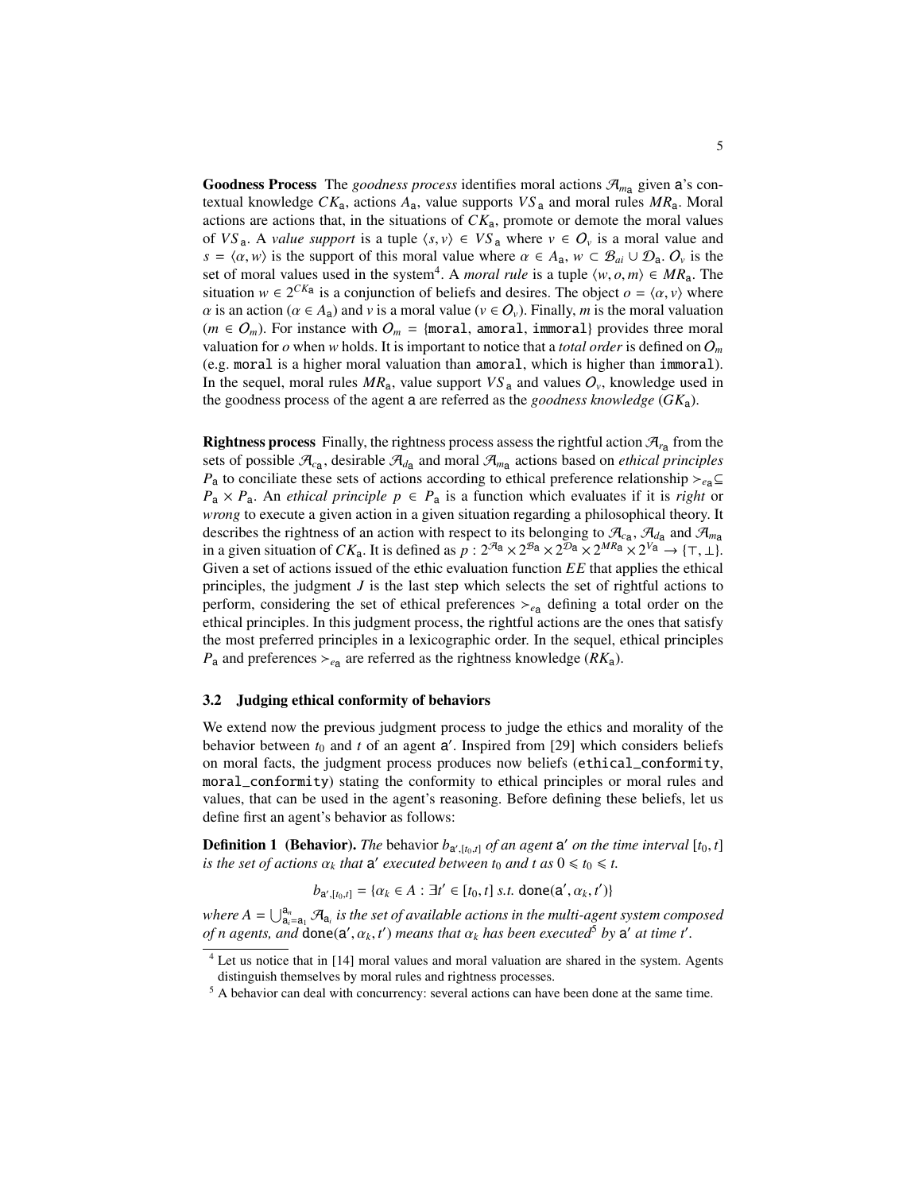**Goodness Process** The *goodness process* identifies moral actions $\mathcal{A}_{m_\mathtt{a}}$ given $\mathtt{a}$'s contextual knowledge $CK_\mathtt{a}$, actions $A_\mathtt{a}$, value supports $VS_\mathtt{a}$ and moral rules $MR_\mathtt{a}$. Moral actions are actions that, in the situations of $CK_\mathtt{a}$, promote or demote the moral values of $VS_\mathtt{a}$. A *value support* is a tuple $\langle s, v\rangle \in VS_\mathtt{a}$ where $v \in O_v$ is a moral value and $s = \langle \alpha, w\rangle$ is the support of this moral value where $\alpha \in A_\mathtt{a}$, $w \subset \mathcal{B}_{ai} \cup \mathcal{D}_\mathtt{a}$. $O_v$ is the set of moral values used in the system[4]. A *moral rule* is a tuple $\langle w, o, m\rangle \in MR_\mathtt{a}$. The situation $w \in 2^{CK_\mathtt{a}}$ is a conjunction of beliefs and desires. The object $o = \langle \alpha, v\rangle$ where $\alpha$ is an action ($\alpha \in A_\mathtt{a}$) and $v$ is a moral value ($v \in O_v$). Finally, $m$ is the moral valuation ($m \in O_m$). For instance with $O_m$ = {`moral`, `amoral`, `immoral`} provides three moral valuation for $o$ when $w$ holds. It is important to notice that a *total order* is defined on $O_m$ (e.g. `moral` is a higher moral valuation than `amoral`, which is higher than `immoral`). In the sequel, moral rules $MR_\mathtt{a}$, value support $VS_\mathtt{a}$ and values $O_v$, knowledge used in the goodness process of the agent $\mathtt{a}$ are referred as the *goodness knowledge* ($GK_\mathtt{a}$).

**Rightness process** Finally, the rightness process assess the rightful action $\mathcal{A}_{r_\mathtt{a}}$ from the sets of possible $\mathcal{A}_{c_\mathtt{a}}$, desirable $\mathcal{A}_{d_\mathtt{a}}$ and moral $\mathcal{A}_{m_\mathtt{a}}$ actions based on *ethical principles* $P_\mathtt{a}$ to conciliate these sets of actions according to ethical preference relationship $\succ_{e_\mathtt{a}} \subseteq P_\mathtt{a} \times P_\mathtt{a}$. An *ethical principle* $p \in P_\mathtt{a}$ is a function which evaluates if it is *right* or *wrong* to execute a given action in a given situation regarding a philosophical theory. It describes the rightness of an action with respect to its belonging to $\mathcal{A}_{c_\mathtt{a}}$, $\mathcal{A}_{d_\mathtt{a}}$ and $\mathcal{A}_{m_\mathtt{a}}$ in a given situation of $CK_\mathtt{a}$. It is defined as $p : 2^{\mathcal{A}_\mathtt{a}} \times 2^{\mathcal{B}_\mathtt{a}} \times 2^{\mathcal{D}_\mathtt{a}} \times 2^{MR_\mathtt{a}} \times 2^{V_\mathtt{a}} \to \{\top, \bot\}$. Given a set of actions issued of the ethic evaluation function $EE$ that applies the ethical principles, the judgment $J$ is the last step which selects the set of rightful actions to perform, considering the set of ethical preferences $\succ_{e_\mathtt{a}}$ defining a total order on the ethical principles. In this judgment process, the rightful actions are the ones that satisfy the most preferred principles in a lexicographic order. In the sequel, ethical principles $P_\mathtt{a}$ and preferences $\succ_{e_\mathtt{a}}$ are referred as the rightness knowledge ($RK_\mathtt{a}$).

### 3.2 Judging ethical conformity of behaviors

We extend now the previous judgment process to judge the ethics and morality of the behavior between $t_0$ and $t$ of an agent $\mathtt{a}'$. Inspired from [29] which considers beliefs on moral facts, the judgment process produces now beliefs (`ethical_conformity`, `moral_conformity`) stating the conformity to ethical principles or moral rules and values, that can be used in the agent's reasoning. Before defining these beliefs, let us define first an agent's behavior as follows:

**Definition 1 (Behavior).** *The* behavior $b_{\mathtt{a}',[t_0,t]}$ *of an agent* $\mathtt{a}'$ *on the time interval* $[t_0, t]$ *is the set of actions* $\alpha_k$ *that* $\mathtt{a}'$ *executed between* $t_0$ *and* $t$ *as* $0 \leqslant t_0 \leqslant t$.

$$b_{\mathtt{a}',[t_0,t]} = \{\alpha_k \in A : \exists t' \in [t_0, t] \text{ s.t. } \mathtt{done}(\mathtt{a}', \alpha_k, t')\}$$

*where* $A = \bigcup_{\mathtt{a}_i=\mathtt{a}_1}^{\mathtt{a}_n} \mathcal{A}_{\mathtt{a}_i}$ *is the set of available actions in the multi-agent system composed of n agents, and* $\mathtt{done}(\mathtt{a}', \alpha_k, t')$ *means that* $\alpha_k$ *has been executed*[5] *by* $\mathtt{a}'$ *at time* $t'$.

[4] Let us notice that in [14] moral values and moral valuation are shared in the system. Agents distinguish themselves by moral rules and rightness processes.

[5] A behavior can deal with concurrency: several actions can have been done at the same time.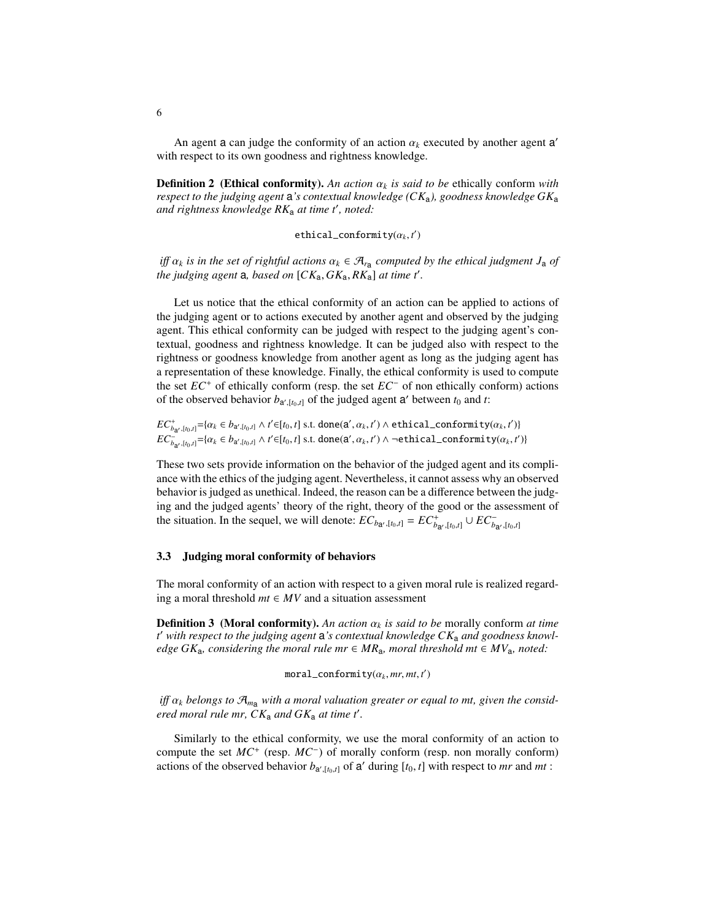An agent $\mathsf{a}$ can judge the conformity of an action $\alpha_k$ executed by another agent $\mathsf{a}'$ with respect to its own goodness and rightness knowledge.

**Definition 2 (Ethical conformity).** *An action $\alpha_k$ is said to be* ethically conform *with respect to the judging agent $\mathsf{a}$'s contextual knowledge ($CK_\mathsf{a}$), goodness knowledge $GK_\mathsf{a}$ and rightness knowledge $RK_\mathsf{a}$ at time $t'$, noted:*

$$\texttt{ethical\_conformity}(\alpha_k, t')$$

*iff $\alpha_k$ is in the set of rightful actions $\alpha_k \in \mathcal{A}_{r_\mathsf{a}}$ computed by the ethical judgment $J_\mathsf{a}$ of the judging agent $\mathsf{a}$, based on $[CK_\mathsf{a}, GK_\mathsf{a}, RK_\mathsf{a}]$ at time $t'$.*

Let us notice that the ethical conformity of an action can be applied to actions of the judging agent or to actions executed by another agent and observed by the judging agent. This ethical conformity can be judged with respect to the judging agent's contextual, goodness and rightness knowledge. It can be judged also with respect to the rightness or goodness knowledge from another agent as long as the judging agent has a representation of these knowledge. Finally, the ethical conformity is used to compute the set $EC^+$ of ethically conform (resp. the set $EC^-$ of non ethically conform) actions of the observed behavior $b_{\mathsf{a}',[t_0,t]}$ of the judged agent $\mathsf{a}'$ between $t_0$ and $t$:

$$EC^+_{b_{\mathsf{a}',[t_0,t]}} = \{\alpha_k \in b_{\mathsf{a}',[t_0,t]} \wedge t' \in [t_0, t] \text{ s.t. } \mathtt{done}(\mathsf{a}', \alpha_k, t') \wedge \texttt{ethical\_conformity}(\alpha_k, t')\}$$
$$EC^-_{b_{\mathsf{a}',[t_0,t]}} = \{\alpha_k \in b_{\mathsf{a}',[t_0,t]} \wedge t' \in [t_0, t] \text{ s.t. } \mathtt{done}(\mathsf{a}', \alpha_k, t') \wedge \neg\texttt{ethical\_conformity}(\alpha_k, t')\}$$

These two sets provide information on the behavior of the judged agent and its compliance with the ethics of the judging agent. Nevertheless, it cannot assess why an observed behavior is judged as unethical. Indeed, the reason can be a difference between the judging and the judged agents' theory of the right, theory of the good or the assessment of the situation. In the sequel, we will denote: $EC_{b_{\mathsf{a}',[t_0,t]}} = EC^+_{b_{\mathsf{a}',[t_0,t]}} \cup EC^-_{b_{\mathsf{a}',[t_0,t]}}$

### 3.3 Judging moral conformity of behaviors

The moral conformity of an action with respect to a given moral rule is realized regarding a moral threshold $mt \in MV$ and a situation assessment

**Definition 3 (Moral conformity).** *An action $\alpha_k$ is said to be* morally conform *at time $t'$ with respect to the judging agent $\mathsf{a}$'s contextual knowledge $CK_\mathsf{a}$ and goodness knowledge $GK_\mathsf{a}$, considering the moral rule $mr \in MR_\mathsf{a}$, moral threshold $mt \in MV_\mathsf{a}$, noted:*

$$\texttt{moral\_conformity}(\alpha_k, mr, mt, t')$$

*iff $\alpha_k$ belongs to $\mathcal{A}_{m_\mathsf{a}}$ with a moral valuation greater or equal to mt, given the considered moral rule mr, $CK_\mathsf{a}$ and $GK_\mathsf{a}$ at time $t'$.*

Similarly to the ethical conformity, we use the moral conformity of an action to compute the set $MC^+$ (resp. $MC^-$) of morally conform (resp. non morally conform) actions of the observed behavior $b_{\mathsf{a}',[t_0,t]}$ of $\mathsf{a}'$ during $[t_0, t]$ with respect to $mr$ and $mt$ :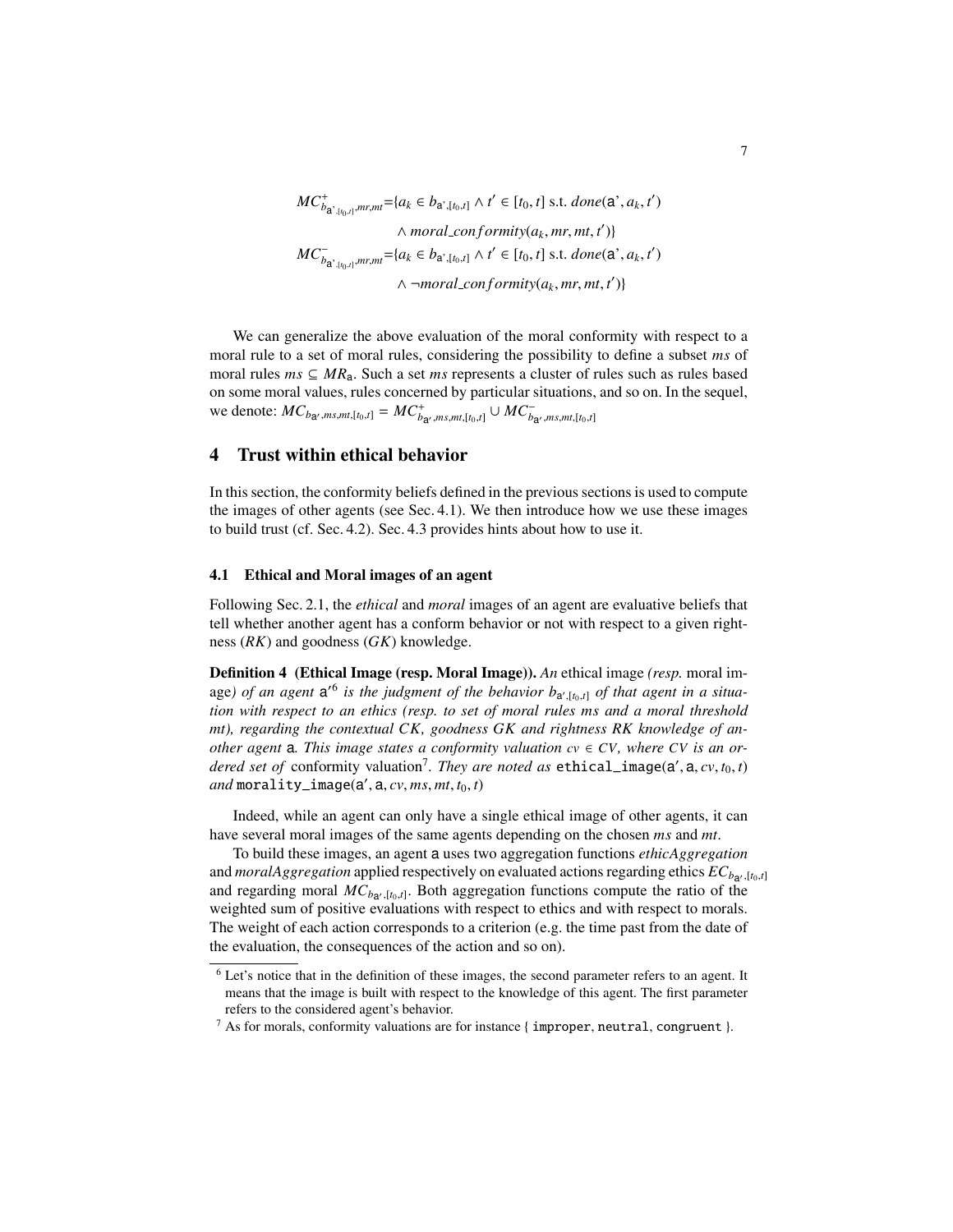$$MC^{+}_{b_{a',[t_0,t]},mr,mt} = \{a_k \in b_{a',[t_0,t]} \wedge t' \in [t_0,t] \text{ s.t. } done(a', a_k, t') \wedge moral\_conformity(a_k, mr, mt, t')\}$$

$$MC^{-}_{b_{a',[t_0,t]},mr,mt} = \{a_k \in b_{a',[t_0,t]} \wedge t' \in [t_0,t] \text{ s.t. } done(a', a_k, t') \wedge \neg moral\_conformity(a_k, mr, mt, t')\}$$

We can generalize the above evaluation of the moral conformity with respect to a moral rule to a set of moral rules, considering the possibility to define a subset *ms* of moral rules $ms \subseteq MR_a$. Such a set *ms* represents a cluster of rules such as rules based on some moral values, rules concerned by particular situations, and so on. In the sequel, we denote: $MC_{b_{a'},ms,mt,[t_0,t]} = MC^{+}_{b_{a'},ms,mt,[t_0,t]} \cup MC^{-}_{b_{a'},ms,mt,[t_0,t]}$

## 4 Trust within ethical behavior

In this section, the conformity beliefs defined in the previous sections is used to compute the images of other agents (see Sec. 4.1). We then introduce how we use these images to build trust (cf. Sec. 4.2). Sec. 4.3 provides hints about how to use it.

### 4.1 Ethical and Moral images of an agent

Following Sec. 2.1, the *ethical* and *moral* images of an agent are evaluative beliefs that tell whether another agent has a conform behavior or not with respect to a given rightness ($RK$) and goodness ($GK$) knowledge.

**Definition 4 (Ethical Image (resp. Moral Image)).** *An* ethical image *(resp.* moral image*) of an agent* $a'$[6] *is the judgment of the behavior* $b_{a',[t_0,t]}$ *of that agent in a situation with respect to an ethics (resp. to set of moral rules ms and a moral threshold mt), regarding the contextual CK, goodness GK and rightness RK knowledge of another agent* a*. This image states a conformity valuation* $cv \in CV$*, where* $CV$ *is an ordered set of* conformity valuation[7]*. They are noted as* `ethical_image`$(a', a, cv, t_0, t)$ *and* `morality_image`$(a', a, cv, ms, mt, t_0, t)$

Indeed, while an agent can only have a single ethical image of other agents, it can have several moral images of the same agents depending on the chosen *ms* and *mt*.

To build these images, an agent a uses two aggregation functions *ethicAggregation* and *moralAggregation* applied respectively on evaluated actions regarding ethics $EC_{b_{a'},[t_0,t]}$ and regarding moral $MC_{b_{a'},[t_0,t]}$. Both aggregation functions compute the ratio of the weighted sum of positive evaluations with respect to ethics and with respect to morals. The weight of each action corresponds to a criterion (e.g. the time past from the date of the evaluation, the consequences of the action and so on).

[6] Let's notice that in the definition of these images, the second parameter refers to an agent. It means that the image is built with respect to the knowledge of this agent. The first parameter refers to the considered agent's behavior.

[7] As for morals, conformity valuations are for instance { `improper`, `neutral`, `congruent` }.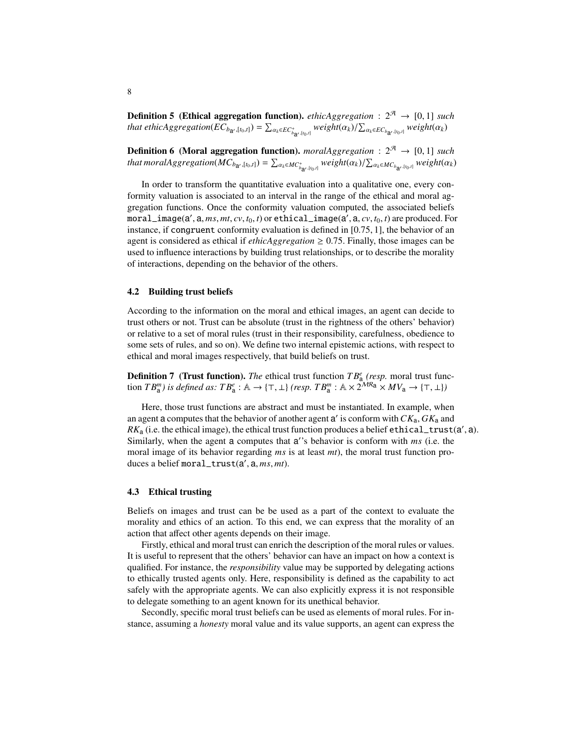**Definition 5 (Ethical aggregation function).** *ethicAggregation* : $2^{\mathcal{A}} \rightarrow [0, 1]$ *such that* $ethicAggregation(EC_{b_{a'},[t_0,t]}) = \sum_{\alpha_k \in EC^+_{b_{a'},[t_0,t]}} weight(\alpha_k) / \sum_{\alpha_k \in EC_{b_{a'},[t_0,t]}} weight(\alpha_k)$

**Definition 6 (Moral aggregation function).** *moralAggregation* : $2^{\mathcal{A}} \rightarrow [0, 1]$ *such that* $moralAggregation(MC_{b_{a'},[t_0,t]}) = \sum_{\alpha_k \in MC^+_{b_{a'},[t_0,t]}} weight(\alpha_k) / \sum_{\alpha_k \in MC_{b_{a'},[t_0,t]}} weight(\alpha_k)$

In order to transform the quantitative evaluation into a qualitative one, every conformity valuation is associated to an interval in the range of the ethical and moral aggregation functions. Once the conformity valuation computed, the associated beliefs `moral_image`$(a', a, ms, mt, cv, t_0, t)$ or `ethical_image`$(a', a, cv, t_0, t)$ are produced. For instance, if `congruent` conformity evaluation is defined in $[0.75, 1]$, the behavior of an agent is considered as ethical if $ethicAggregation \geq 0.75$. Finally, those images can be used to influence interactions by building trust relationships, or to describe the morality of interactions, depending on the behavior of the others.

### 4.2 Building trust beliefs

According to the information on the moral and ethical images, an agent can decide to trust others or not. Trust can be absolute (trust in the rightness of the others' behavior) or relative to a set of moral rules (trust in their responsibility, carefulness, obedience to some sets of rules, and so on). We define two internal epistemic actions, with respect to ethical and moral images respectively, that build beliefs on trust.

**Definition 7 (Trust function).** *The* ethical trust function $TB^e_a$ *(resp.* moral trust function $TB^m_a$*) is defined as:* $TB^e_a : \mathbb{A} \rightarrow \{\top, \bot\}$ *(resp.* $TB^m_a : \mathbb{A} \times 2^{\mathcal{MR}_a} \times MV_a \rightarrow \{\top, \bot\}$*)*

Here, those trust functions are abstract and must be instantiated. In example, when an agent $a$ computes that the behavior of another agent $a'$ is conform with $CK_a$, $GK_a$ and $RK_a$ (i.e. the ethical image), the ethical trust function produces a belief `ethical_trust`$(a', a)$. Similarly, when the agent $a$ computes that $a'$'s behavior is conform with $ms$ (i.e. the moral image of its behavior regarding $ms$ is at least $mt$), the moral trust function produces a belief `moral_trust`$(a', a, ms, mt)$.

### 4.3 Ethical trusting

Beliefs on images and trust can be be used as a part of the context to evaluate the morality and ethics of an action. To this end, we can express that the morality of an action that affect other agents depends on their image.

Firstly, ethical and moral trust can enrich the description of the moral rules or values. It is useful to represent that the others' behavior can have an impact on how a context is qualified. For instance, the *responsibility* value may be supported by delegating actions to ethically trusted agents only. Here, responsibility is defined as the capability to act safely with the appropriate agents. We can also explicitly express it is not responsible to delegate something to an agent known for its unethical behavior.

Secondly, specific moral trust beliefs can be used as elements of moral rules. For instance, assuming a *honesty* moral value and its value supports, an agent can express the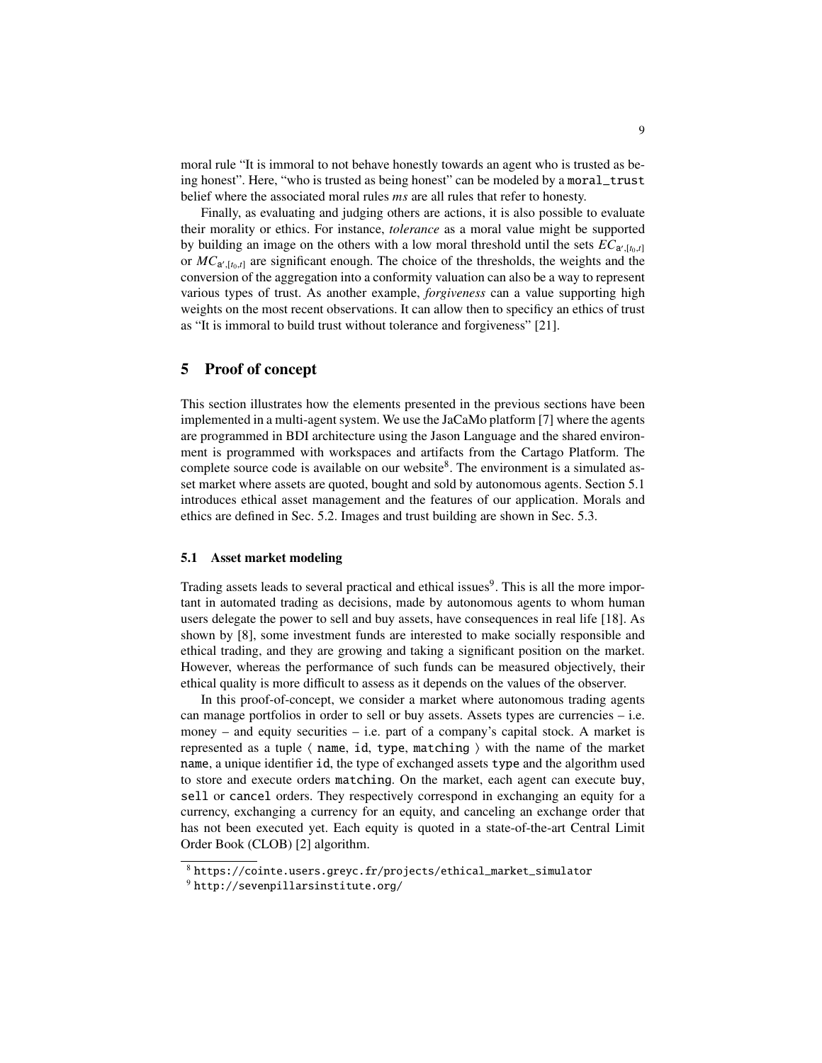moral rule "It is immoral to not behave honestly towards an agent who is trusted as being honest". Here, "who is trusted as being honest" can be modeled by a `moral_trust` belief where the associated moral rules *ms* are all rules that refer to honesty.

Finally, as evaluating and judging others are actions, it is also possible to evaluate their morality or ethics. For instance, *tolerance* as a moral value might be supported by building an image on the others with a low moral threshold until the sets $EC_{\mathsf{a}',[t_0,t]}$ or $MC_{\mathsf{a}',[t_0,t]}$ are significant enough. The choice of the thresholds, the weights and the conversion of the aggregation into a conformity valuation can also be a way to represent various types of trust. As another example, *forgiveness* can a value supporting high weights on the most recent observations. It can allow then to specificy an ethics of trust as "It is immoral to build trust without tolerance and forgiveness" [21].

## 5 Proof of concept

This section illustrates how the elements presented in the previous sections have been implemented in a multi-agent system. We use the JaCaMo platform [7] where the agents are programmed in BDI architecture using the Jason Language and the shared environment is programmed with workspaces and artifacts from the Cartago Platform. The complete source code is available on our website[8]. The environment is a simulated asset market where assets are quoted, bought and sold by autonomous agents. Section 5.1 introduces ethical asset management and the features of our application. Morals and ethics are defined in Sec. 5.2. Images and trust building are shown in Sec. 5.3.

### 5.1 Asset market modeling

Trading assets leads to several practical and ethical issues[9]. This is all the more important in automated trading as decisions, made by autonomous agents to whom human users delegate the power to sell and buy assets, have consequences in real life [18]. As shown by [8], some investment funds are interested to make socially responsible and ethical trading, and they are growing and taking a significant position on the market. However, whereas the performance of such funds can be measured objectively, their ethical quality is more difficult to assess as it depends on the values of the observer.

In this proof-of-concept, we consider a market where autonomous trading agents can manage portfolios in order to sell or buy assets. Assets types are currencies – i.e. money – and equity securities – i.e. part of a company's capital stock. A market is represented as a tuple ⟨ `name`, `id`, `type`, `matching` ⟩ with the name of the market `name`, a unique identifier `id`, the type of exchanged assets `type` and the algorithm used to store and execute orders `matching`. On the market, each agent can execute `buy`, `sell` or `cancel` orders. They respectively correspond in exchanging an equity for a currency, exchanging a currency for an equity, and canceling an exchange order that has not been executed yet. Each equity is quoted in a state-of-the-art Central Limit Order Book (CLOB) [2] algorithm.

[8] https://cointe.users.greyc.fr/projects/ethical_market_simulator

[9] http://sevenpillarsinstitute.org/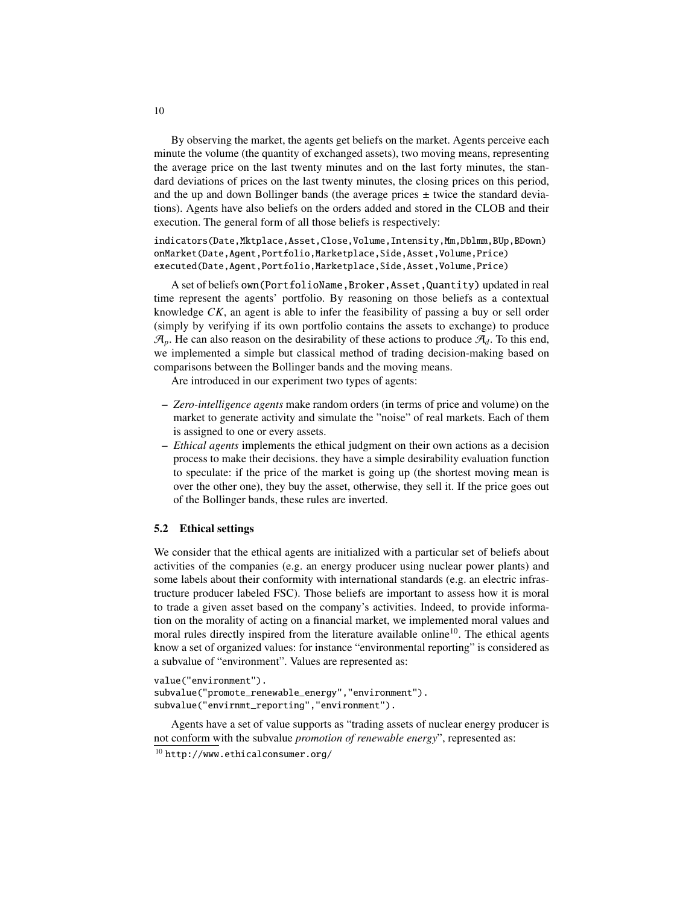By observing the market, the agents get beliefs on the market. Agents perceive each minute the volume (the quantity of exchanged assets), two moving means, representing the average price on the last twenty minutes and on the last forty minutes, the standard deviations of prices on the last twenty minutes, the closing prices on this period, and the up and down Bollinger bands (the average prices ± twice the standard deviations). Agents have also beliefs on the orders added and stored in the CLOB and their execution. The general form of all those beliefs is respectively:

```
indicators(Date,Mktplace,Asset,Close,Volume,Intensity,Mm,Dblmm,BUp,BDown)
onMarket(Date,Agent,Portfolio,Marketplace,Side,Asset,Volume,Price)
executed(Date,Agent,Portfolio,Marketplace,Side,Asset,Volume,Price)
```

A set of beliefs own(PortfolioName,Broker,Asset,Quantity) updated in real time represent the agents' portfolio. By reasoning on those beliefs as a contextual knowledge $CK$, an agent is able to infer the feasibility of passing a buy or sell order (simply by verifying if its own portfolio contains the assets to exchange) to produce $\mathcal{A}_p$. He can also reason on the desirability of these actions to produce $\mathcal{A}_d$. To this end, we implemented a simple but classical method of trading decision-making based on comparisons between the Bollinger bands and the moving means.

Are introduced in our experiment two types of agents:

- *Zero-intelligence agents* make random orders (in terms of price and volume) on the market to generate activity and simulate the "noise" of real markets. Each of them is assigned to one or every assets.
- *Ethical agents* implements the ethical judgment on their own actions as a decision process to make their decisions. they have a simple desirability evaluation function to speculate: if the price of the market is going up (the shortest moving mean is over the other one), they buy the asset, otherwise, they sell it. If the price goes out of the Bollinger bands, these rules are inverted.

### 5.2 Ethical settings

We consider that the ethical agents are initialized with a particular set of beliefs about activities of the companies (e.g. an energy producer using nuclear power plants) and some labels about their conformity with international standards (e.g. an electric infrastructure producer labeled FSC). Those beliefs are important to assess how it is moral to trade a given asset based on the company's activities. Indeed, to provide information on the morality of acting on a financial market, we implemented moral values and moral rules directly inspired from the literature available online[10]. The ethical agents know a set of organized values: for instance "environmental reporting" is considered as a subvalue of "environment". Values are represented as:

```
value("environment").
subvalue("promote_renewable_energy","environment").
subvalue("envirnmt_reporting","environment").
```

Agents have a set of value supports as "trading assets of nuclear energy producer is not conform with the subvalue *promotion of renewable energy*", represented as:

[10] http://www.ethicalconsumer.org/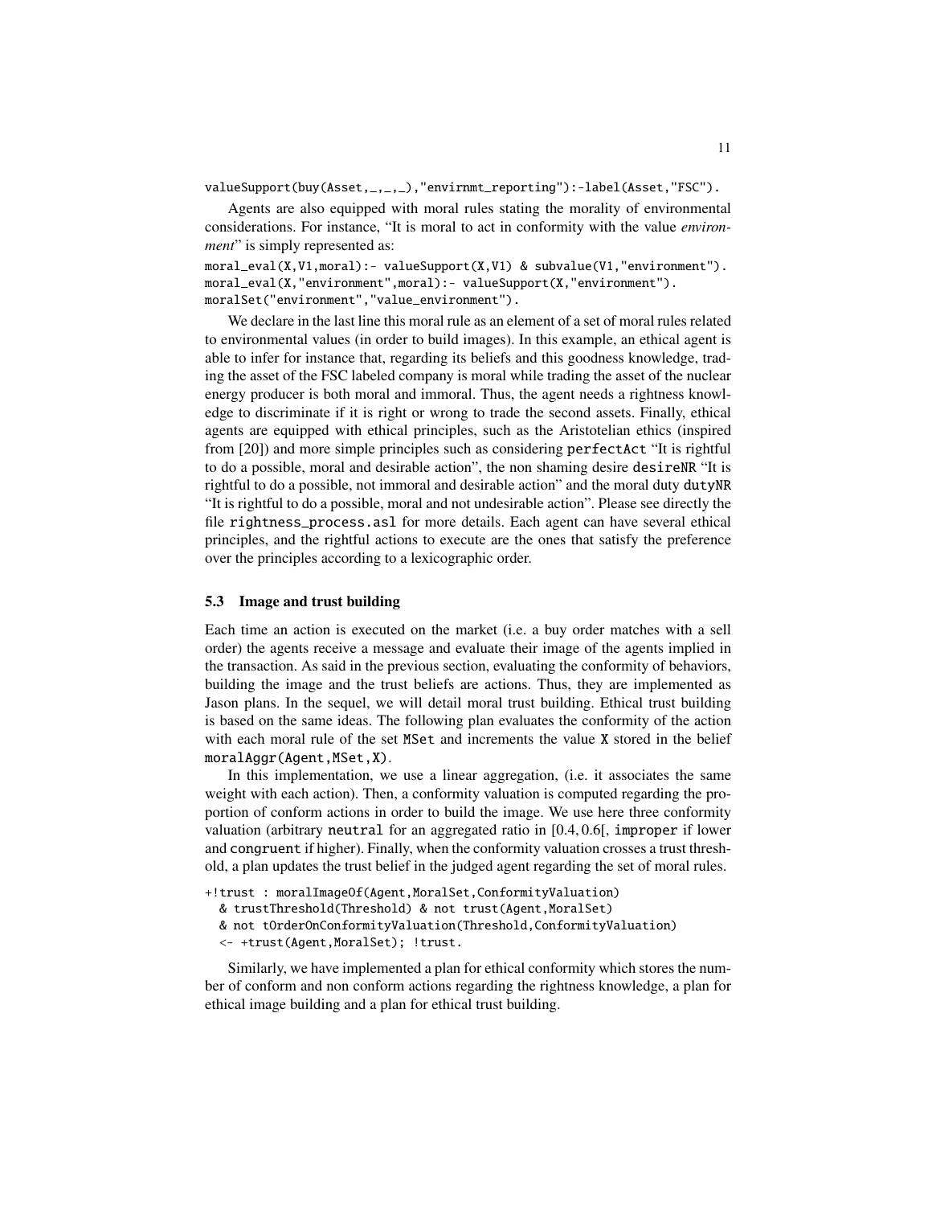```
valueSupport(buy(Asset,_,_,_),"envirnmt_reporting"):-label(Asset,"FSC").
```

Agents are also equipped with moral rules stating the morality of environmental considerations. For instance, "It is moral to act in conformity with the value *environment*" is simply represented as:

```
moral_eval(X,V1,moral):- valueSupport(X,V1) & subvalue(V1,"environment").
moral_eval(X,"environment",moral):- valueSupport(X,"environment").
moralSet("environment","value_environment").
```

We declare in the last line this moral rule as an element of a set of moral rules related to environmental values (in order to build images). In this example, an ethical agent is able to infer for instance that, regarding its beliefs and this goodness knowledge, trading the asset of the FSC labeled company is moral while trading the asset of the nuclear energy producer is both moral and immoral. Thus, the agent needs a rightness knowledge to discriminate if it is right or wrong to trade the second assets. Finally, ethical agents are equipped with ethical principles, such as the Aristotelian ethics (inspired from [20]) and more simple principles such as considering `perfectAct` "It is rightful to do a possible, moral and desirable action", the non shaming desire `desireNR` "It is rightful to do a possible, not immoral and desirable action" and the moral duty `dutyNR` "It is rightful to do a possible, moral and not undesirable action". Please see directly the file `rightness_process.asl` for more details. Each agent can have several ethical principles, and the rightful actions to execute are the ones that satisfy the preference over the principles according to a lexicographic order.

### 5.3 Image and trust building

Each time an action is executed on the market (i.e. a buy order matches with a sell order) the agents receive a message and evaluate their image of the agents implied in the transaction. As said in the previous section, evaluating the conformity of behaviors, building the image and the trust beliefs are actions. Thus, they are implemented as Jason plans. In the sequel, we will detail moral trust building. Ethical trust building is based on the same ideas. The following plan evaluates the conformity of the action with each moral rule of the set `MSet` and increments the value `X` stored in the belief `moralAggr(Agent,MSet,X)`.

In this implementation, we use a linear aggregation, (i.e. it associates the same weight with each action). Then, a conformity valuation is computed regarding the proportion of conform actions in order to build the image. We use here three conformity valuation (arbitrary `neutral` for an aggregated ratio in $[0.4, 0.6[$, `improper` if lower and `congruent` if higher). Finally, when the conformity valuation crosses a trust threshold, a plan updates the trust belief in the judged agent regarding the set of moral rules.

```
+!trust : moralImageOf(Agent,MoralSet,ConformityValuation)
  & trustThreshold(Threshold) & not trust(Agent,MoralSet)
  & not tOrderOnConformityValuation(Threshold,ConformityValuation)
  <- +trust(Agent,MoralSet); !trust.
```

Similarly, we have implemented a plan for ethical conformity which stores the number of conform and non conform actions regarding the rightness knowledge, a plan for ethical image building and a plan for ethical trust building.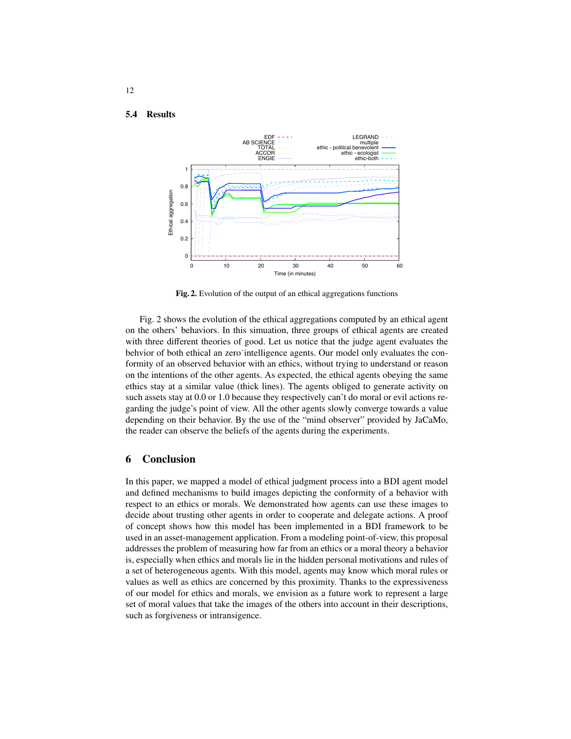### 5.4 Results

EDF
AB SCIENCE
TOTAL
ACCOR
ENGIE
LEGRAND
multiple
ethic - political benevolent
ethic - ecologist
ethic-both

Ethical aggregation
1
0.8
0.6
0.4
0.2
0
0
10
20
30
40
50
60
Time (in minutes)

**Fig. 2.** Evolution of the output of an ethical aggregations functions

Fig. 2 shows the evolution of the ethical aggregations computed by an ethical agent on the others' behaviors. In this simuation, three groups of ethical agents are created with three different theories of good. Let us notice that the judge agent evaluates the behvior of both ethical an zero˙intelligence agents. Our model only evaluates the conformity of an observed behavior with an ethics, without trying to understand or reason on the intentions of the other agents. As expected, the ethical agents obeying the same ethics stay at a similar value (thick lines). The agents obliged to generate activity on such assets stay at 0.0 or 1.0 because they respectively can't do moral or evil actions regarding the judge's point of view. All the other agents slowly converge towards a value depending on their behavior. By the use of the "mind observer" provided by JaCaMo, the reader can observe the beliefs of the agents during the experiments.

## 6 Conclusion

In this paper, we mapped a model of ethical judgment process into a BDI agent model and defined mechanisms to build images depicting the conformity of a behavior with respect to an ethics or morals. We demonstrated how agents can use these images to decide about trusting other agents in order to cooperate and delegate actions. A proof of concept shows how this model has been implemented in a BDI framework to be used in an asset-management application. From a modeling point-of-view, this proposal addresses the problem of measuring how far from an ethics or a moral theory a behavior is, especially when ethics and morals lie in the hidden personal motivations and rules of a set of heterogeneous agents. With this model, agents may know which moral rules or values as well as ethics are concerned by this proximity. Thanks to the expressiveness of our model for ethics and morals, we envision as a future work to represent a large set of moral values that take the images of the others into account in their descriptions, such as forgiveness or intransigence.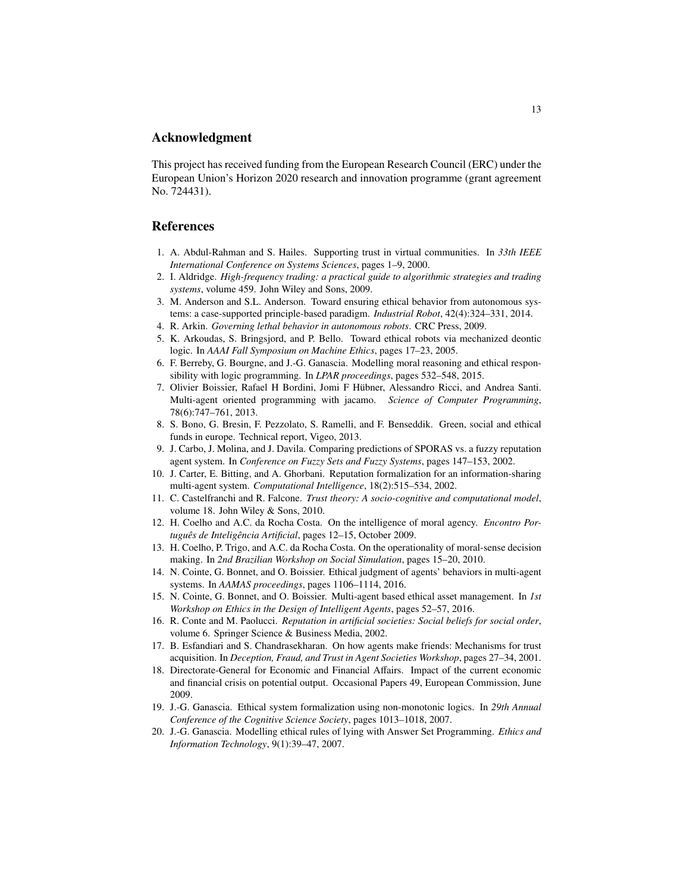## Acknowledgment

This project has received funding from the European Research Council (ERC) under the European Union's Horizon 2020 research and innovation programme (grant agreement No. 724431).

## References

1. A. Abdul-Rahman and S. Hailes. Supporting trust in virtual communities. In *33th IEEE International Conference on Systems Sciences*, pages 1–9, 2000.
2. I. Aldridge. *High-frequency trading: a practical guide to algorithmic strategies and trading systems*, volume 459. John Wiley and Sons, 2009.
3. M. Anderson and S.L. Anderson. Toward ensuring ethical behavior from autonomous systems: a case-supported principle-based paradigm. *Industrial Robot*, 42(4):324–331, 2014.
4. R. Arkin. *Governing lethal behavior in autonomous robots*. CRC Press, 2009.
5. K. Arkoudas, S. Bringsjord, and P. Bello. Toward ethical robots via mechanized deontic logic. In *AAAI Fall Symposium on Machine Ethics*, pages 17–23, 2005.
6. F. Berreby, G. Bourgne, and J.-G. Ganascia. Modelling moral reasoning and ethical responsibility with logic programming. In *LPAR proceedings*, pages 532–548, 2015.
7. Olivier Boissier, Rafael H Bordini, Jomi F Hübner, Alessandro Ricci, and Andrea Santi. Multi-agent oriented programming with jacamo. *Science of Computer Programming*, 78(6):747–761, 2013.
8. S. Bono, G. Bresin, F. Pezzolato, S. Ramelli, and F. Benseddik. Green, social and ethical funds in europe. Technical report, Vigeo, 2013.
9. J. Carbo, J. Molina, and J. Davila. Comparing predictions of SPORAS vs. a fuzzy reputation agent system. In *Conference on Fuzzy Sets and Fuzzy Systems*, pages 147–153, 2002.
10. J. Carter, E. Bitting, and A. Ghorbani. Reputation formalization for an information-sharing multi-agent system. *Computational Intelligence*, 18(2):515–534, 2002.
11. C. Castelfranchi and R. Falcone. *Trust theory: A socio-cognitive and computational model*, volume 18. John Wiley & Sons, 2010.
12. H. Coelho and A.C. da Rocha Costa. On the intelligence of moral agency. *Encontro Português de Inteligência Artificial*, pages 12–15, October 2009.
13. H. Coelho, P. Trigo, and A.C. da Rocha Costa. On the operationality of moral-sense decision making. In *2nd Brazilian Workshop on Social Simulation*, pages 15–20, 2010.
14. N. Cointe, G. Bonnet, and O. Boissier. Ethical judgment of agents' behaviors in multi-agent systems. In *AAMAS proceedings*, pages 1106–1114, 2016.
15. N. Cointe, G. Bonnet, and O. Boissier. Multi-agent based ethical asset management. In *1st Workshop on Ethics in the Design of Intelligent Agents*, pages 52–57, 2016.
16. R. Conte and M. Paolucci. *Reputation in artificial societies: Social beliefs for social order*, volume 6. Springer Science & Business Media, 2002.
17. B. Esfandiari and S. Chandrasekharan. On how agents make friends: Mechanisms for trust acquisition. In *Deception, Fraud, and Trust in Agent Societies Workshop*, pages 27–34, 2001.
18. Directorate-General for Economic and Financial Affairs. Impact of the current economic and financial crisis on potential output. Occasional Papers 49, European Commission, June 2009.
19. J.-G. Ganascia. Ethical system formalization using non-monotonic logics. In *29th Annual Conference of the Cognitive Science Society*, pages 1013–1018, 2007.
20. J.-G. Ganascia. Modelling ethical rules of lying with Answer Set Programming. *Ethics and Information Technology*, 9(1):39–47, 2007.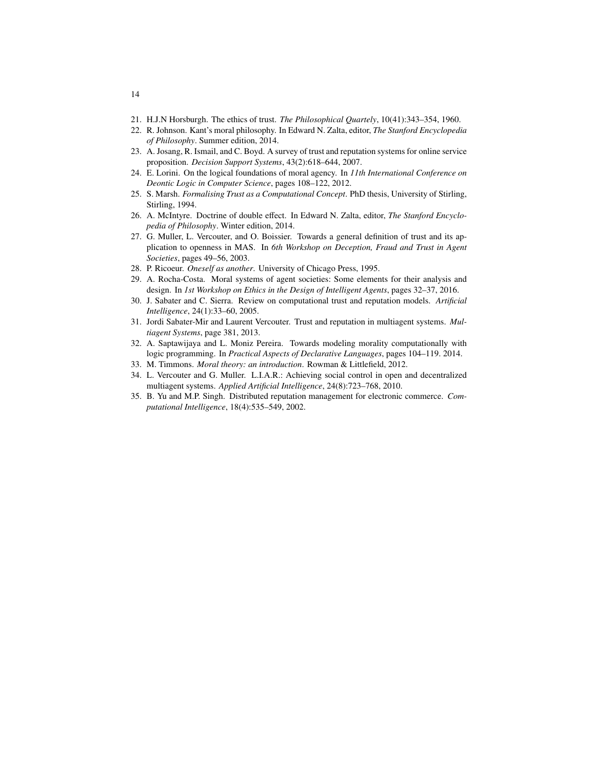21. H.J.N Horsburgh. The ethics of trust. *The Philosophical Quartely*, 10(41):343–354, 1960.
22. R. Johnson. Kant's moral philosophy. In Edward N. Zalta, editor, *The Stanford Encyclopedia of Philosophy*. Summer edition, 2014.
23. A. Josang, R. Ismail, and C. Boyd. A survey of trust and reputation systems for online service proposition. *Decision Support Systems*, 43(2):618–644, 2007.
24. E. Lorini. On the logical foundations of moral agency. In *11th International Conference on Deontic Logic in Computer Science*, pages 108–122, 2012.
25. S. Marsh. *Formalising Trust as a Computational Concept*. PhD thesis, University of Stirling, Stirling, 1994.
26. A. McIntyre. Doctrine of double effect. In Edward N. Zalta, editor, *The Stanford Encyclopedia of Philosophy*. Winter edition, 2014.
27. G. Muller, L. Vercouter, and O. Boissier. Towards a general definition of trust and its application to openness in MAS. In *6th Workshop on Deception, Fraud and Trust in Agent Societies*, pages 49–56, 2003.
28. P. Ricoeur. *Oneself as another*. University of Chicago Press, 1995.
29. A. Rocha-Costa. Moral systems of agent societies: Some elements for their analysis and design. In *1st Workshop on Ethics in the Design of Intelligent Agents*, pages 32–37, 2016.
30. J. Sabater and C. Sierra. Review on computational trust and reputation models. *Artificial Intelligence*, 24(1):33–60, 2005.
31. Jordi Sabater-Mir and Laurent Vercouter. Trust and reputation in multiagent systems. *Multiagent Systems*, page 381, 2013.
32. A. Saptawijaya and L. Moniz Pereira. Towards modeling morality computationally with logic programming. In *Practical Aspects of Declarative Languages*, pages 104–119. 2014.
33. M. Timmons. *Moral theory: an introduction*. Rowman & Littlefield, 2012.
34. L. Vercouter and G. Muller. L.I.A.R.: Achieving social control in open and decentralized multiagent systems. *Applied Artificial Intelligence*, 24(8):723–768, 2010.
35. B. Yu and M.P. Singh. Distributed reputation management for electronic commerce. *Computational Intelligence*, 18(4):535–549, 2002.